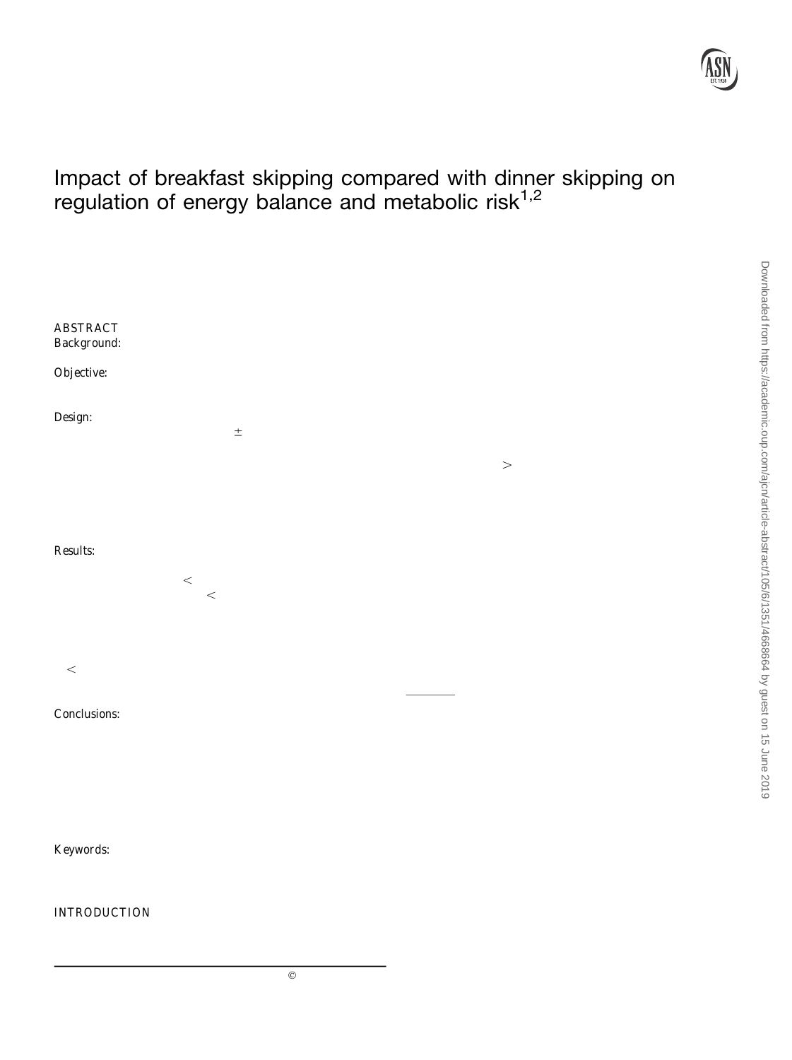# Impact of breakfast skipping compared with dinner skipping on regulation of energy balance and metabolic risk[1,2]

ABSTRACT

Background:

Objective:

Design:

±

>

Results:

<

<

<

Conclusions:

Keywords:

INTRODUCTION

©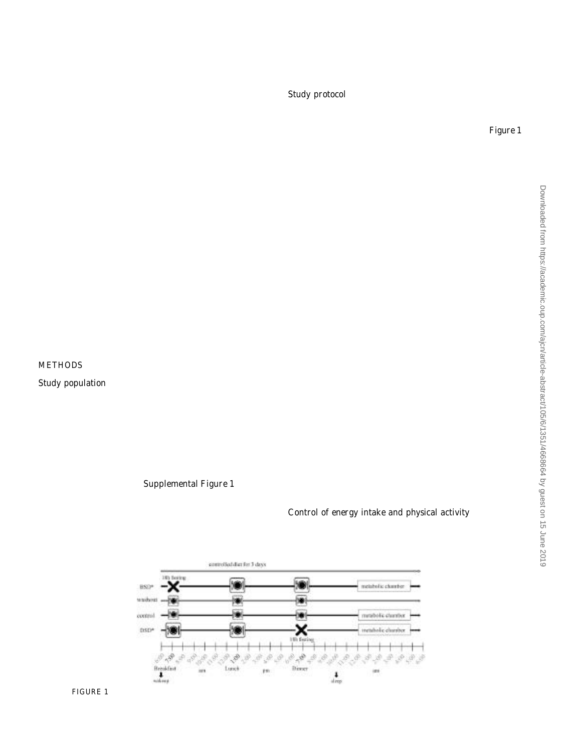## METHODS

### Study population

Supplemental Figure 1

### Study protocol

Figure 1

### Control of energy intake and physical activity

FIGURE 1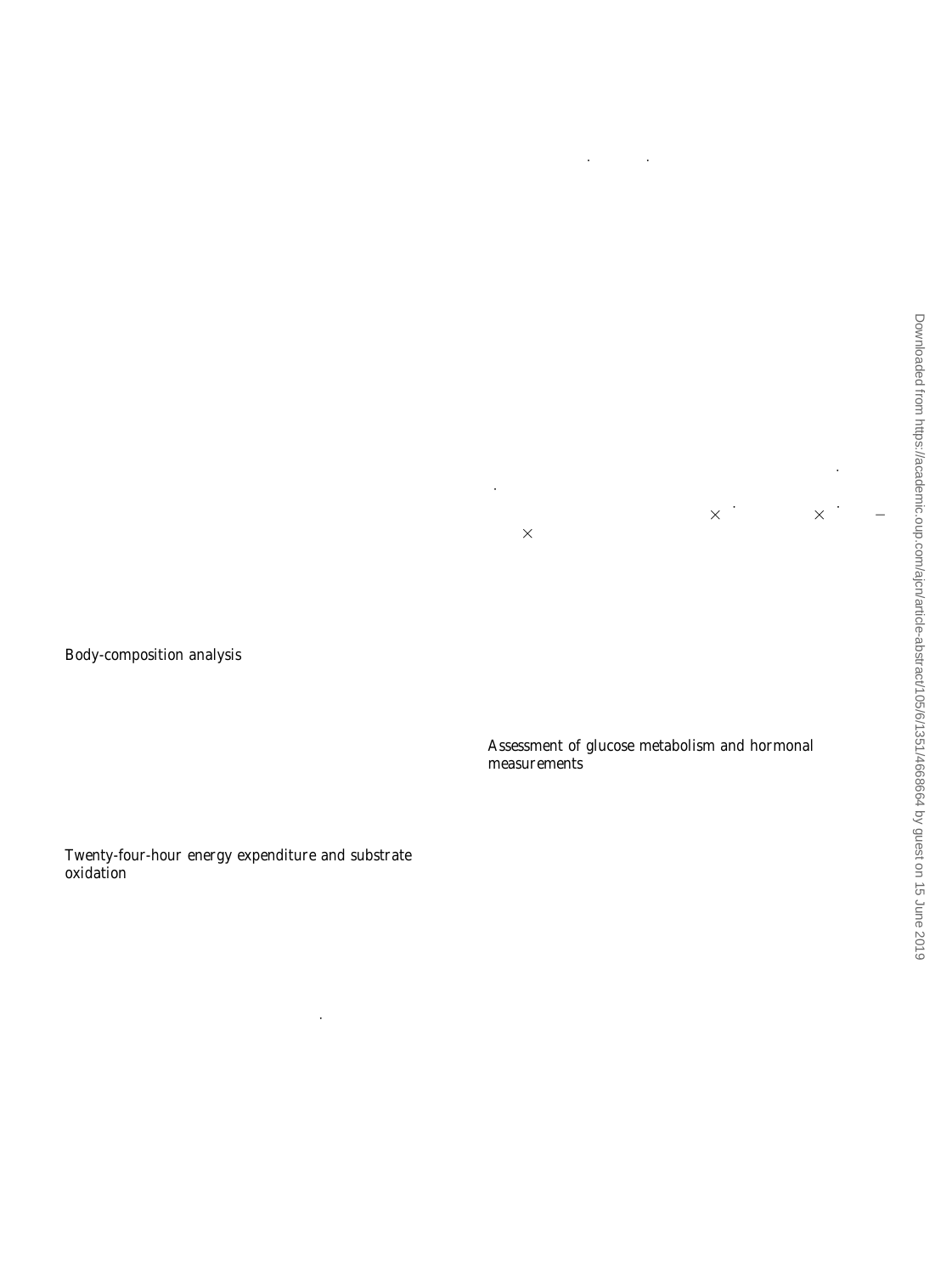Body-composition analysis

Twenty-four-hour energy expenditure and substrate oxidation

Assessment of glucose metabolism and hormonal measurements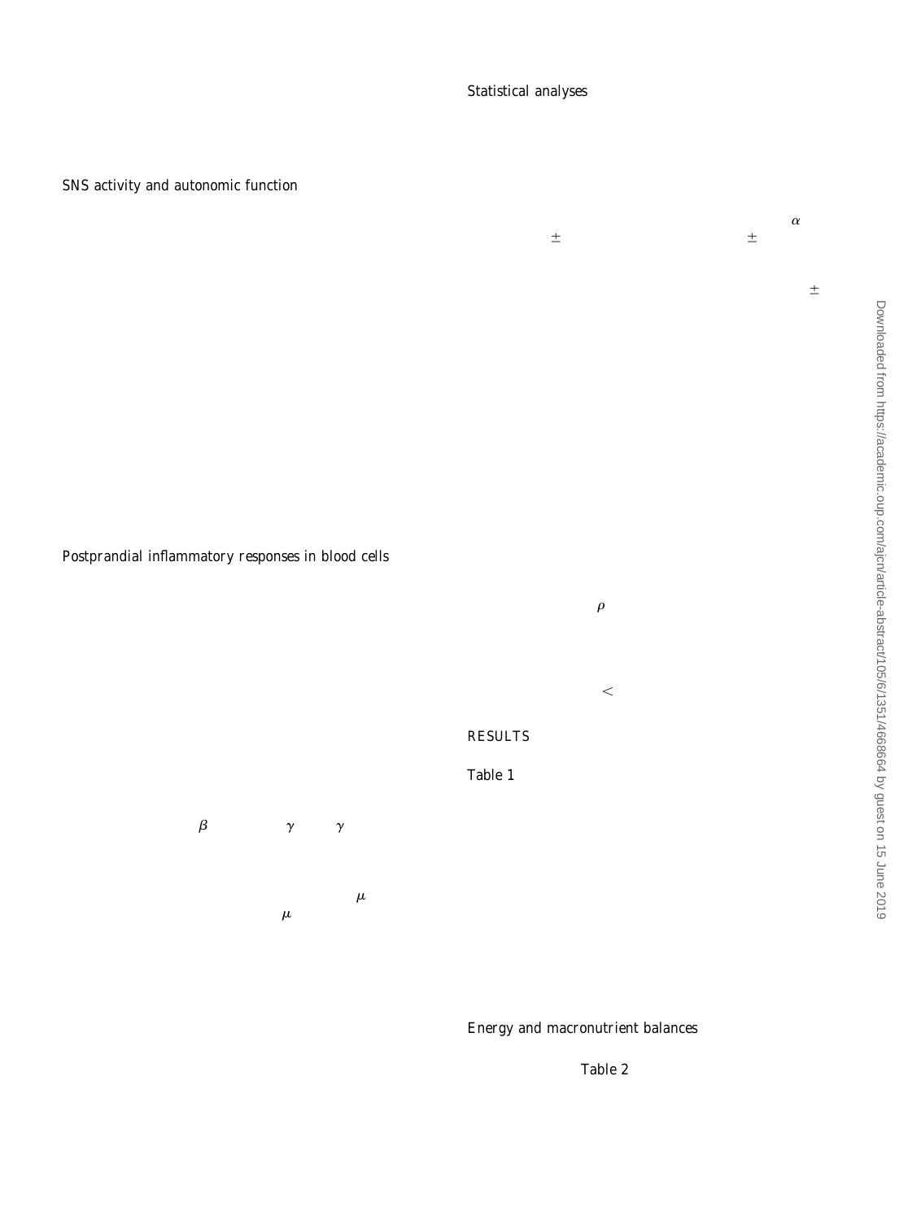## SNS activity and autonomic function

## Postprandial inflammatory responses in blood cells

$\beta$ $\gamma$ $\gamma$

$\mu$

$\mu$

## Statistical analyses

$\alpha$

$\pm$ $\pm$

$\pm$

$\rho$

$<$

# RESULTS

Table 1

## Energy and macronutrient balances

Table 2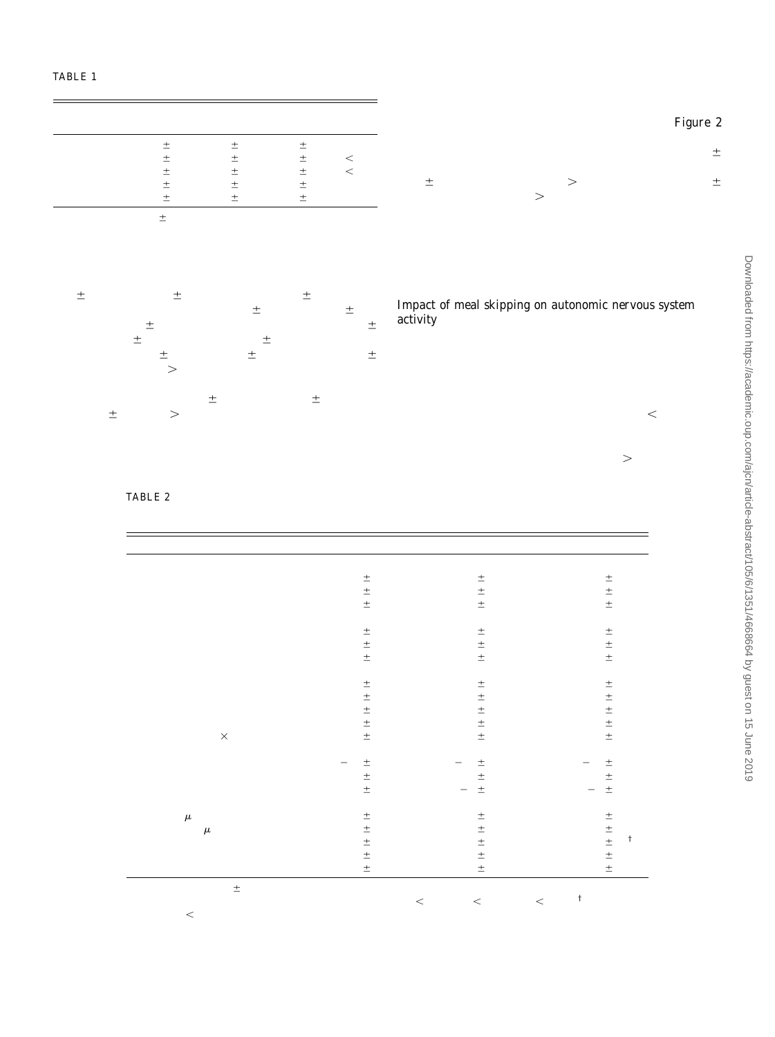TABLE 1

| | | | | |
|---|---|---|---|---|
| | ± | ± | ± | |
| | ± | ± | ± | < |
| | ± | ± | ± | < |
| | ± | ± | ± | |
| | ± | ± | ± | |

±

Figure 2

± ± > ± >

± ± ± ± ± ± ± ± ± ± ± > ± ± ± >

## Impact of meal skipping on autonomic nervous system activity

<

>

TABLE 2

| | | | |
|---|---|---|---|
| | ± | ± | ± |
| | ± | ± | ± |
| | ± | ± | ± |
| | ± | ± | ± |
| | ± | ± | ± |
| | ± | ± | ± |
| | ± | ± | ± |
| | ± | ± | ± |
| | ± | ± | ± |
| | ± | ± | ± |
| × | ± | ± | ± |
| | − ± | − ± | − ± |
| | ± | ± | ± |
| | ± | − ± | − ± |
| μ | ± | ± | ± |
| μ | ± | ± | ± |
| | ± | ± | ± † |
| | ± | ± | ± |
| | ± | ± | ± |

± < < < †

<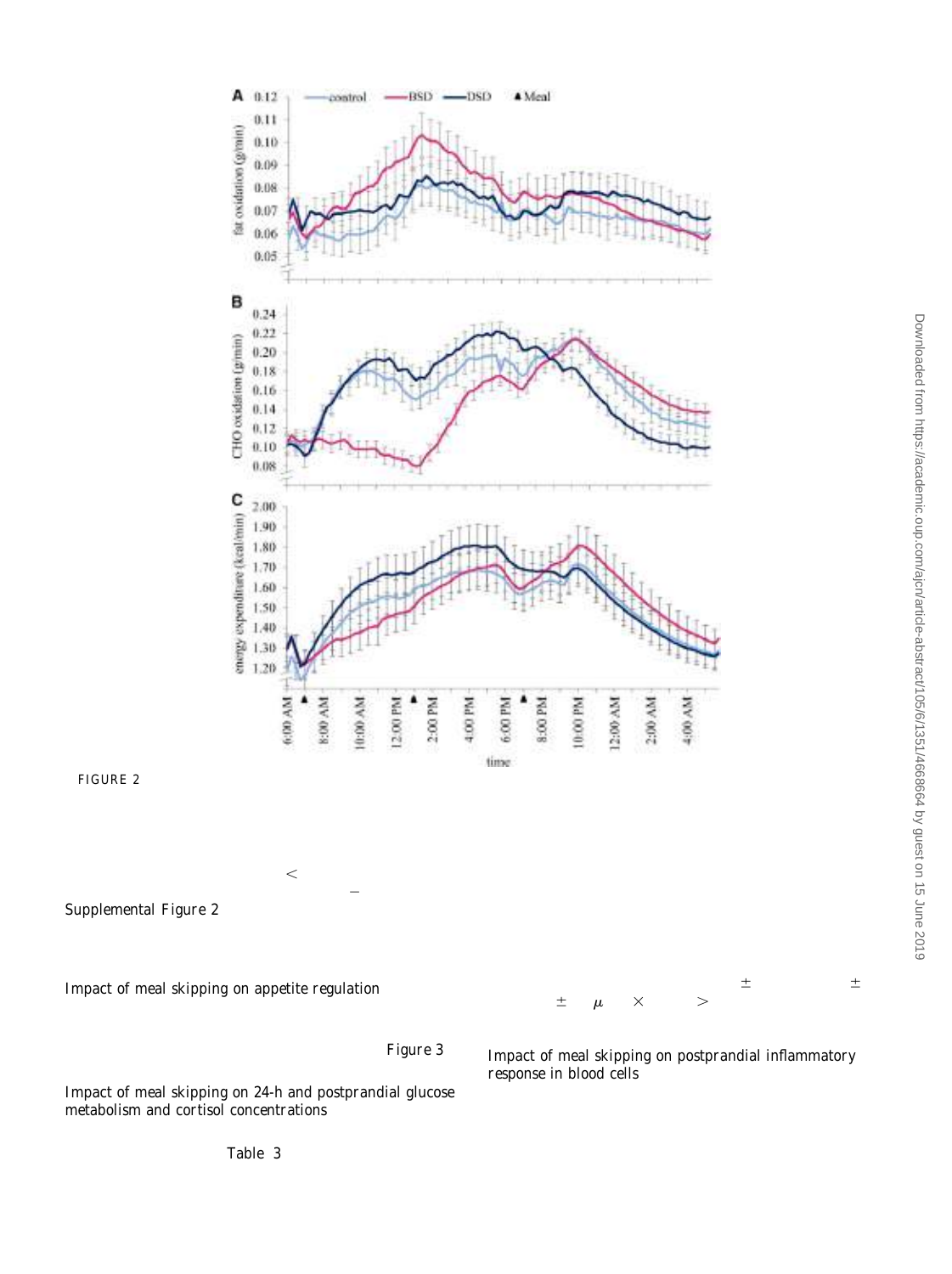FIGURE 2

<

−

Supplemental Figure 2

Impact of meal skipping on appetite regulation

± ±

± $\mu$ × >

Figure 3

Impact of meal skipping on postprandial inflammatory response in blood cells

Impact of meal skipping on 24-h and postprandial glucose metabolism and cortisol concentrations

Table 3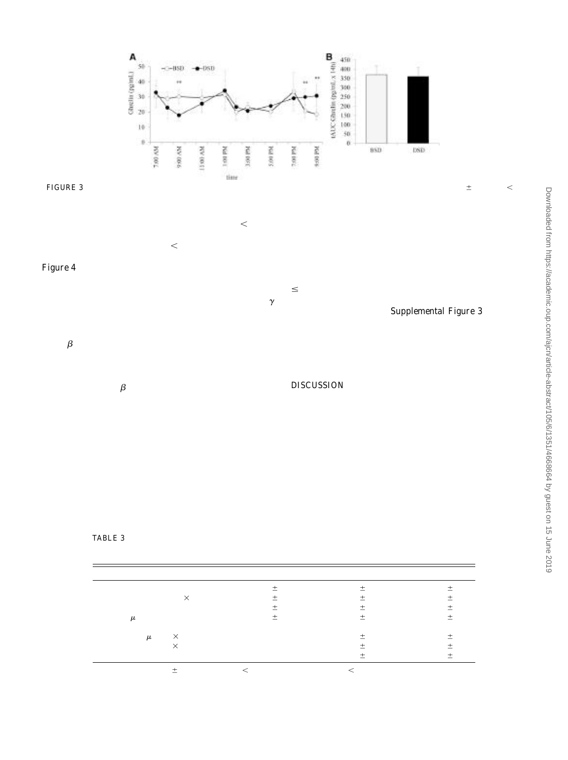FIGURE 3

Figure 4

Supplemental Figure 3

## DISCUSSION

TABLE 3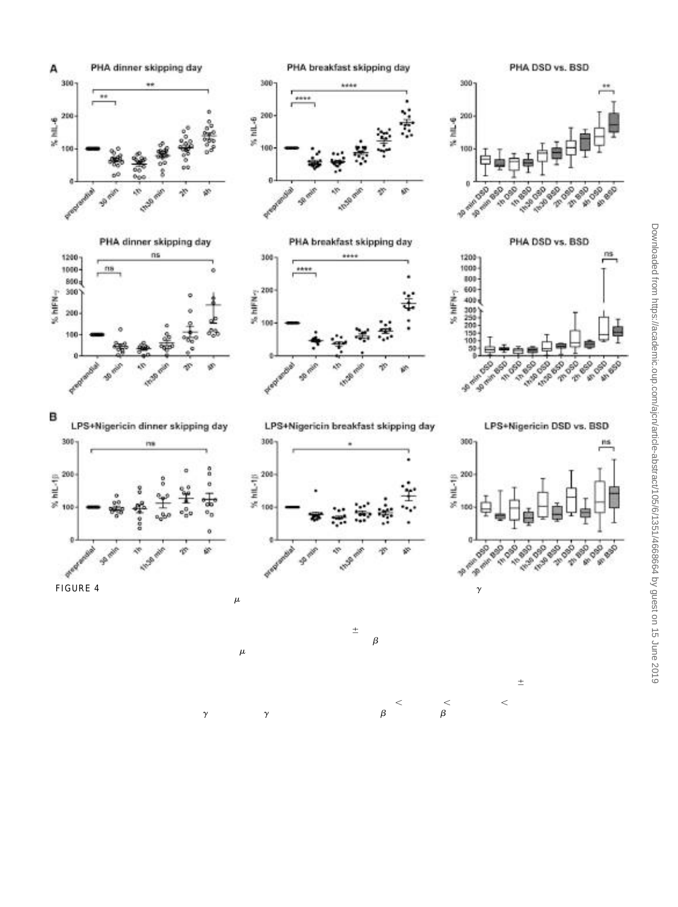FIGURE 4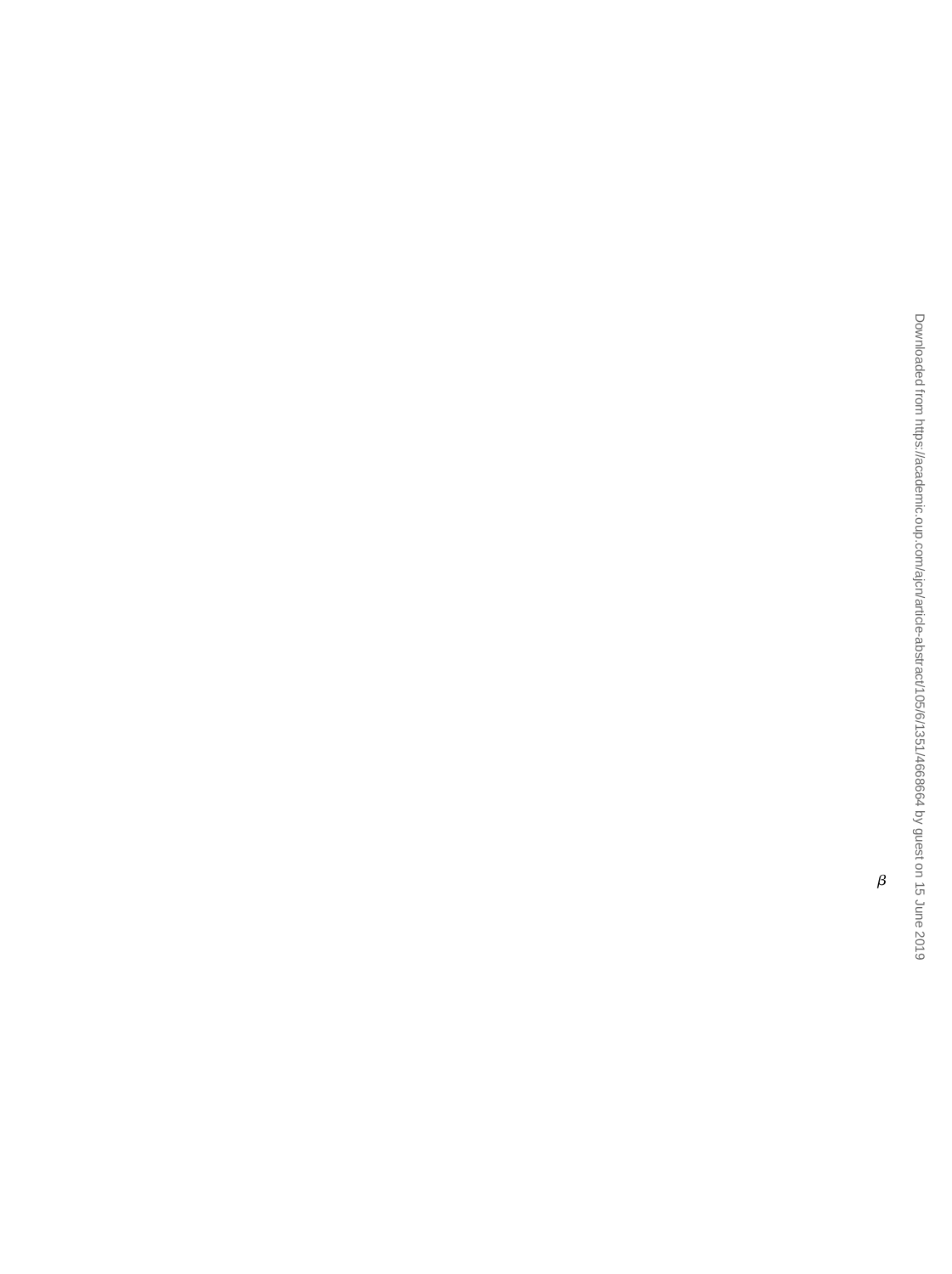$\beta$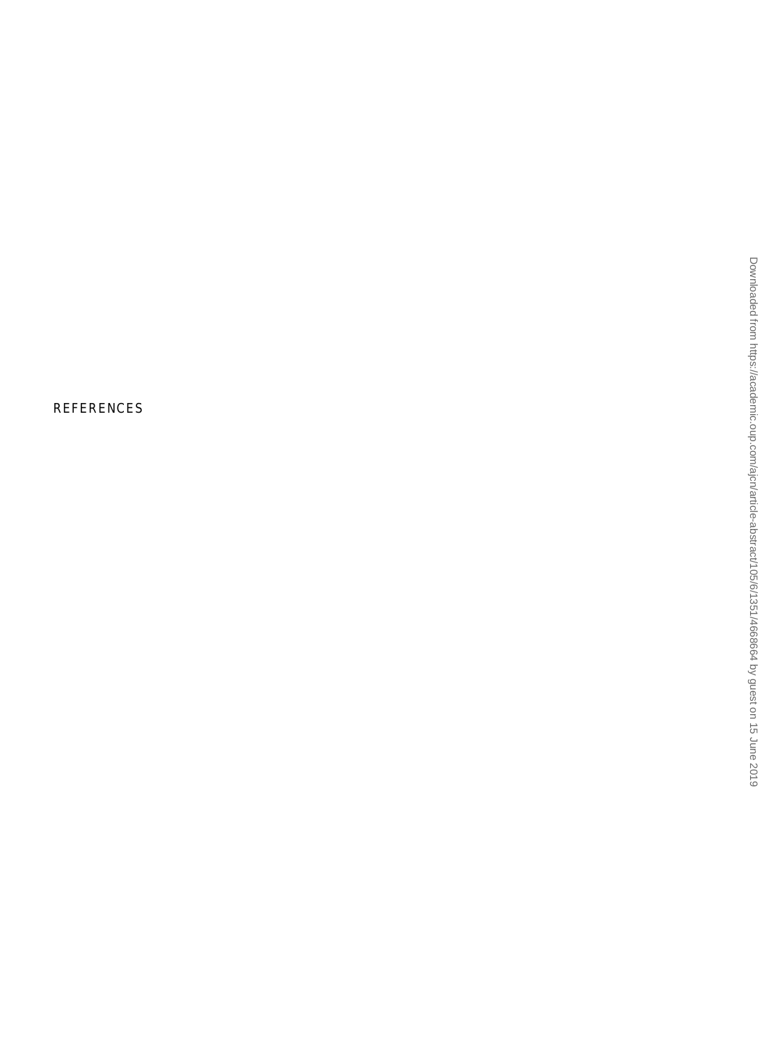REFERENCES